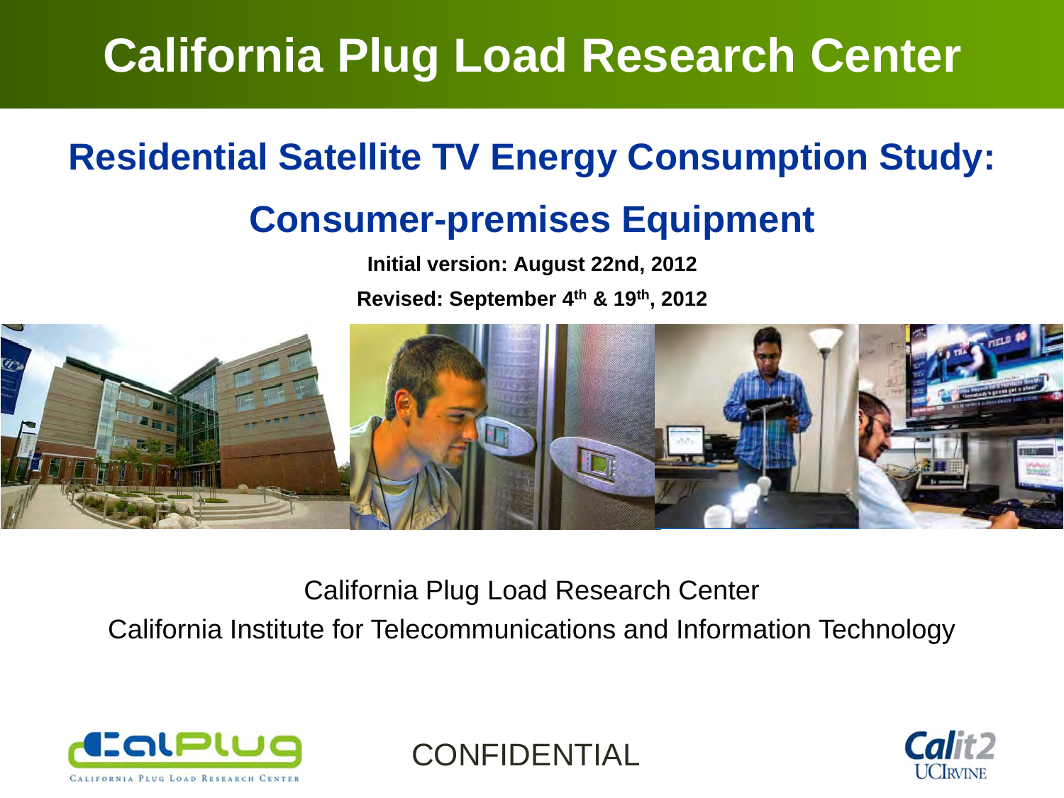# California Plug Load Research Center

## Residential Satellite TV Energy Consumption Study: Consumer-premises Equipment

**Initial version: August 22nd, 2012**

**Revised: September 4th & 19th, 2012**

California Plug Load Research Center

California Institute for Telecommunications and Information Technology

CONFIDENTIAL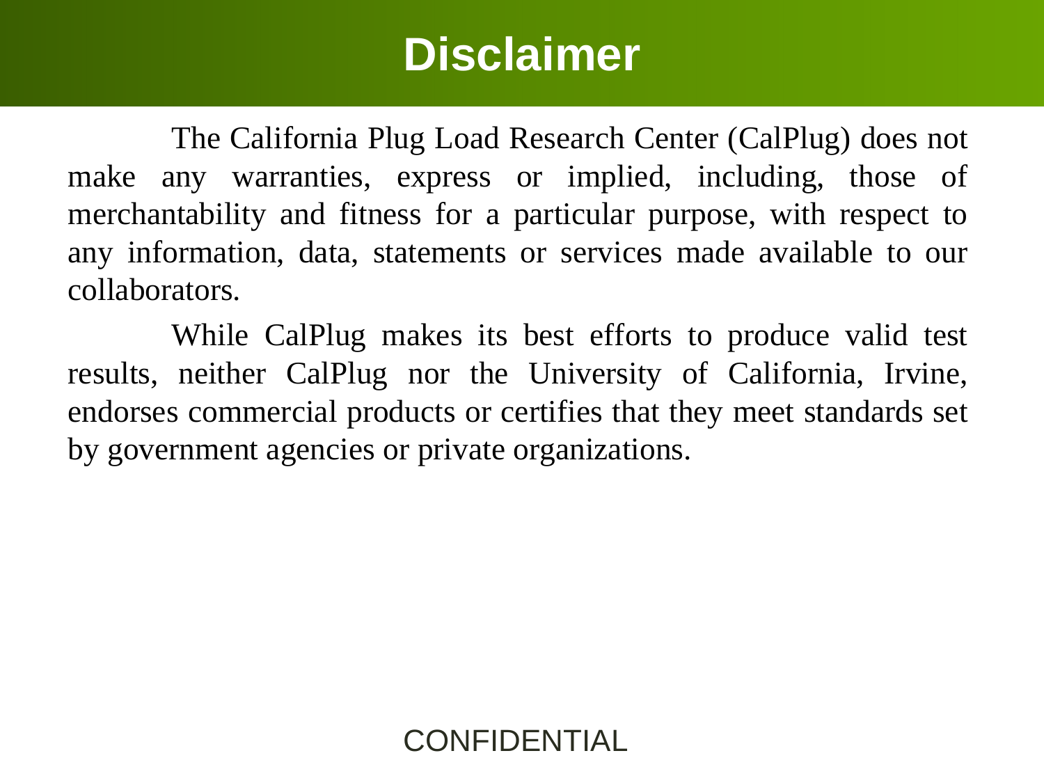# Disclaimer

The California Plug Load Research Center (CalPlug) does not make any warranties, express or implied, including, those of merchantability and fitness for a particular purpose, with respect to any information, data, statements or services made available to our collaborators.

While CalPlug makes its best efforts to produce valid test results, neither CalPlug nor the University of California, Irvine, endorses commercial products or certifies that they meet standards set by government agencies or private organizations.

CONFIDENTIAL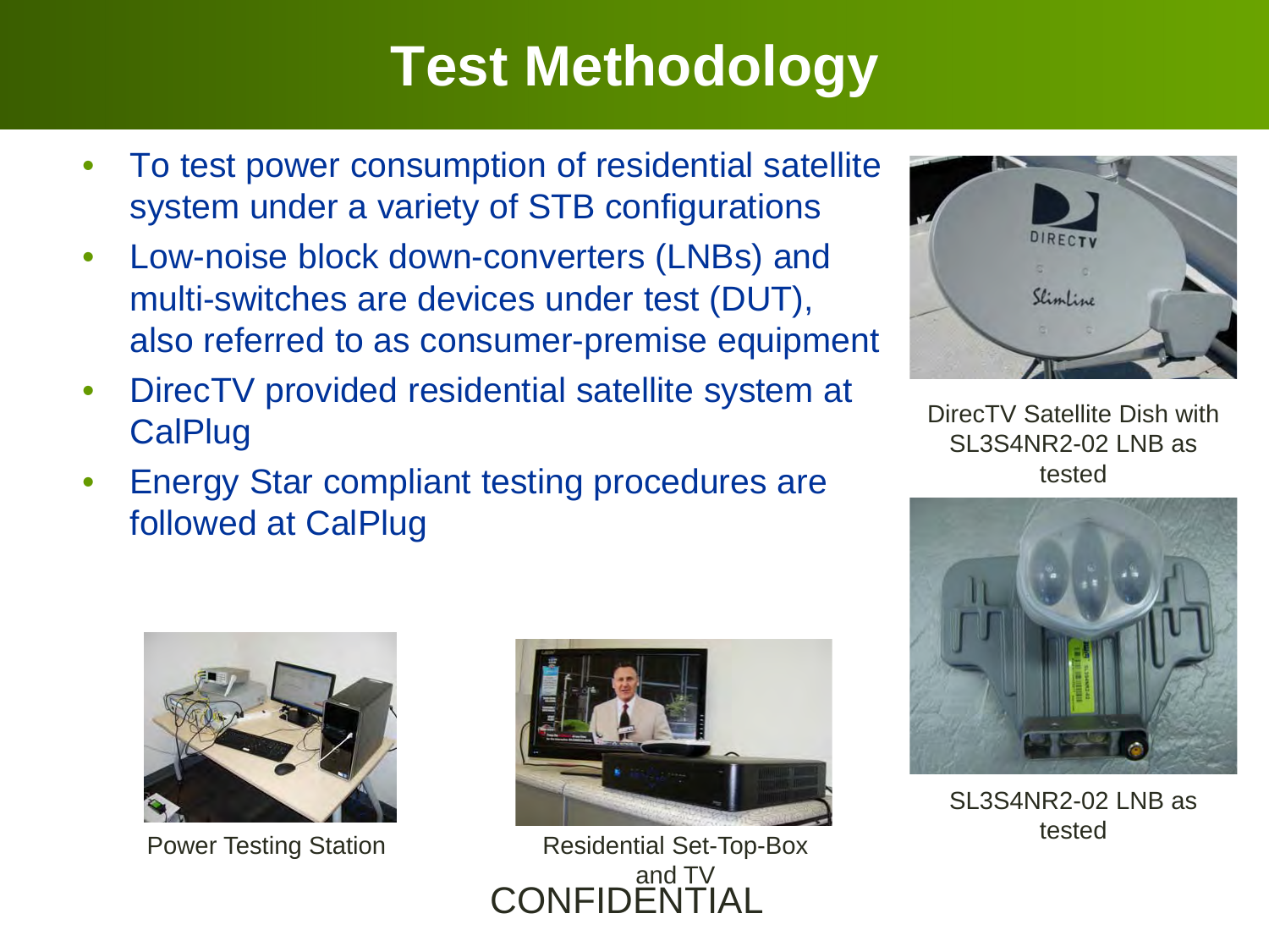# Test Methodology

- To test power consumption of residential satellite system under a variety of STB configurations
- Low-noise block down-converters (LNBs) and multi-switches are devices under test (DUT), also referred to as consumer-premise equipment
- DirecTV provided residential satellite system at CalPlug
- Energy Star compliant testing procedures are followed at CalPlug

DirecTV Satellite Dish with SL3S4NR2-02 LNB as tested

SL3S4NR2-02 LNB as tested

Power Testing Station

Residential Set-Top-Box and TV

CONFIDENTIAL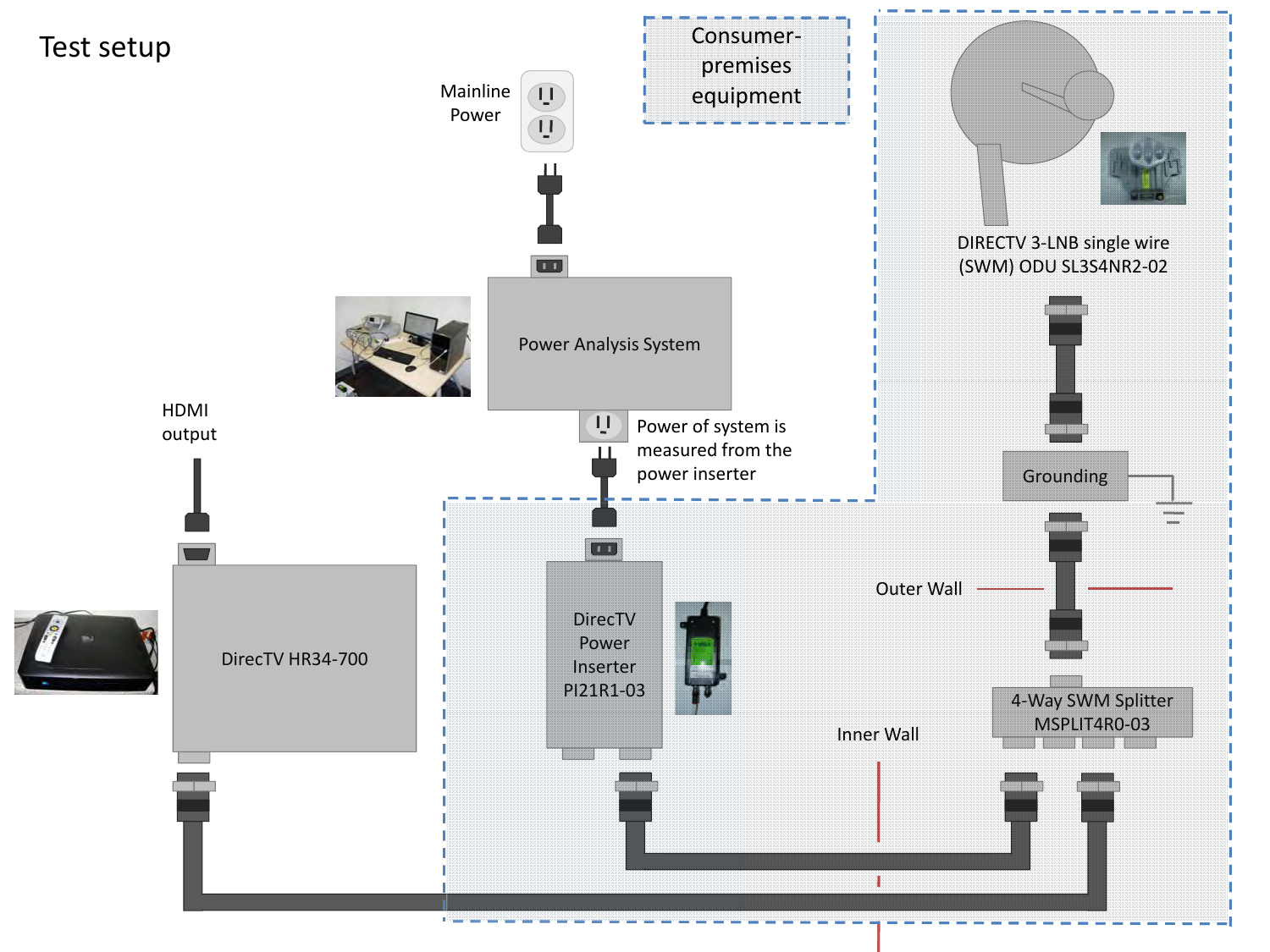# Test setup

Consumer-premises equipment

Mainline Power

Power Analysis System

Power of system is measured from the power inserter

HDMI output

DirecTV HR34-700

DirecTV Power Inserter PI21R1-03

DIRECTV 3-LNB single wire (SWM) ODU SL3S4NR2-02

Grounding

Outer Wall

Inner Wall

4-Way SWM Splitter MSPLIT4R0-03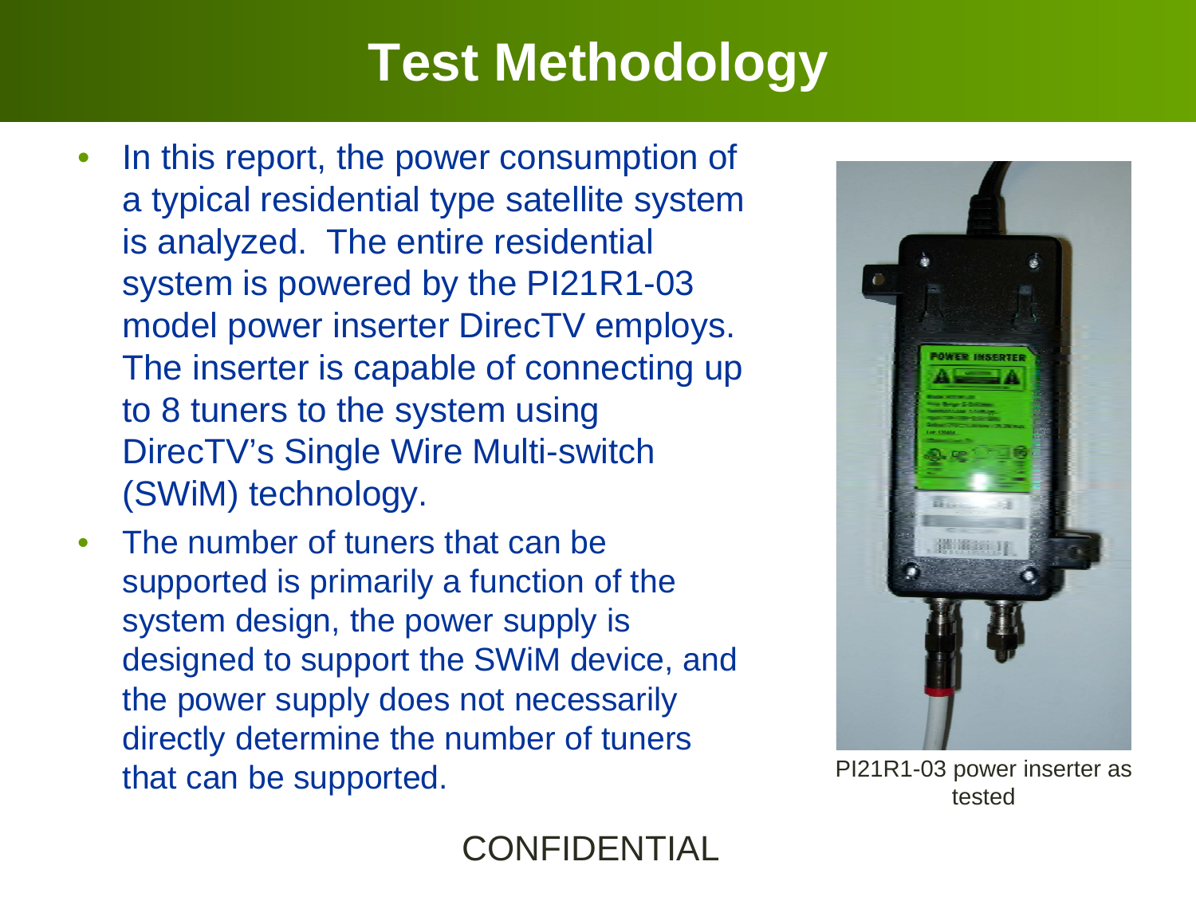# Test Methodology

- In this report, the power consumption of a typical residential type satellite system is analyzed. The entire residential system is powered by the PI21R1-03 model power inserter DirecTV employs. The inserter is capable of connecting up to 8 tuners to the system using DirecTV's Single Wire Multi-switch (SWiM) technology.
- The number of tuners that can be supported is primarily a function of the system design, the power supply is designed to support the SWiM device, and the power supply does not necessarily directly determine the number of tuners that can be supported.

PI21R1-03 power inserter as tested

CONFIDENTIAL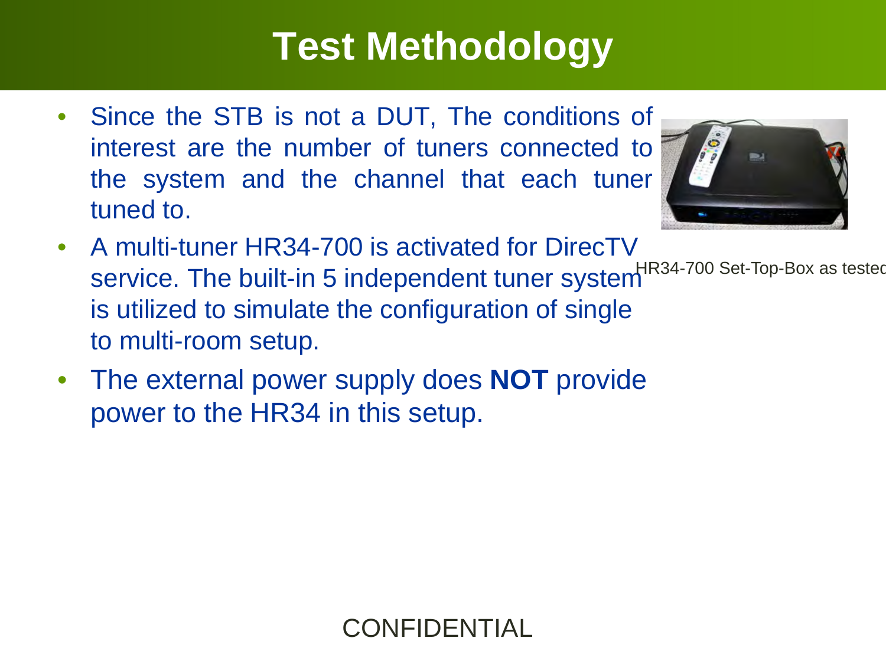# Test Methodology

- Since the STB is not a DUT, The conditions of interest are the number of tuners connected to the system and the channel that each tuner tuned to.
- A multi-tuner HR34-700 is activated for DirecTV service. The built-in 5 independent tuner system is utilized to simulate the configuration of single to multi-room setup.
- The external power supply does **NOT** provide power to the HR34 in this setup.

HR34-700 Set-Top-Box as tested

CONFIDENTIAL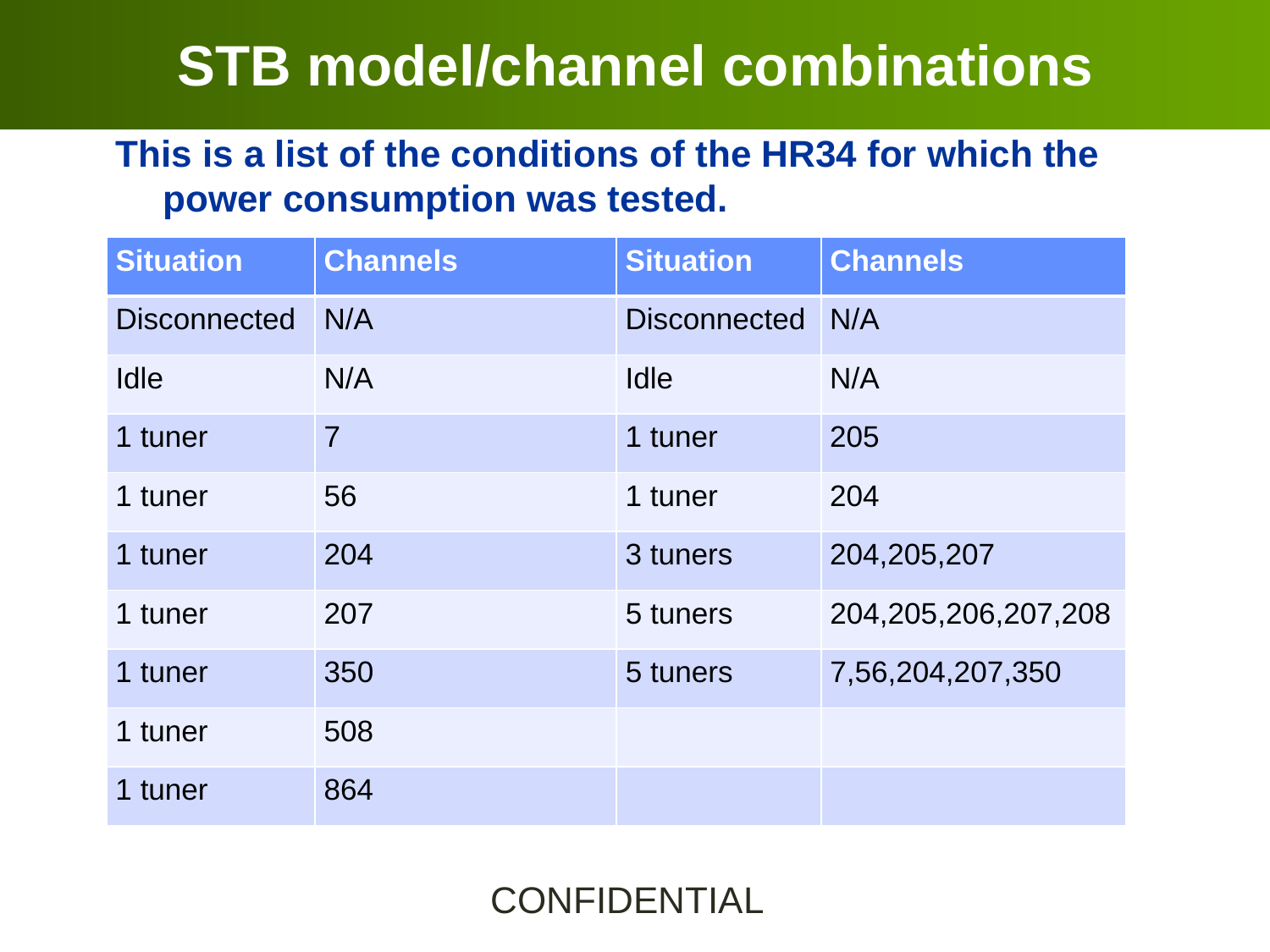# STB model/channel combinations

**This is a list of the conditions of the HR34 for which the power consumption was tested.**

| Situation | Channels | Situation | Channels |
|---|---|---|---|
| Disconnected | N/A | Disconnected | N/A |
| Idle | N/A | Idle | N/A |
| 1 tuner | 7 | 1 tuner | 205 |
| 1 tuner | 56 | 1 tuner | 204 |
| 1 tuner | 204 | 3 tuners | 204,205,207 |
| 1 tuner | 207 | 5 tuners | 204,205,206,207,208 |
| 1 tuner | 350 | 5 tuners | 7,56,204,207,350 |
| 1 tuner | 508 | | |
| 1 tuner | 864 | | |

CONFIDENTIAL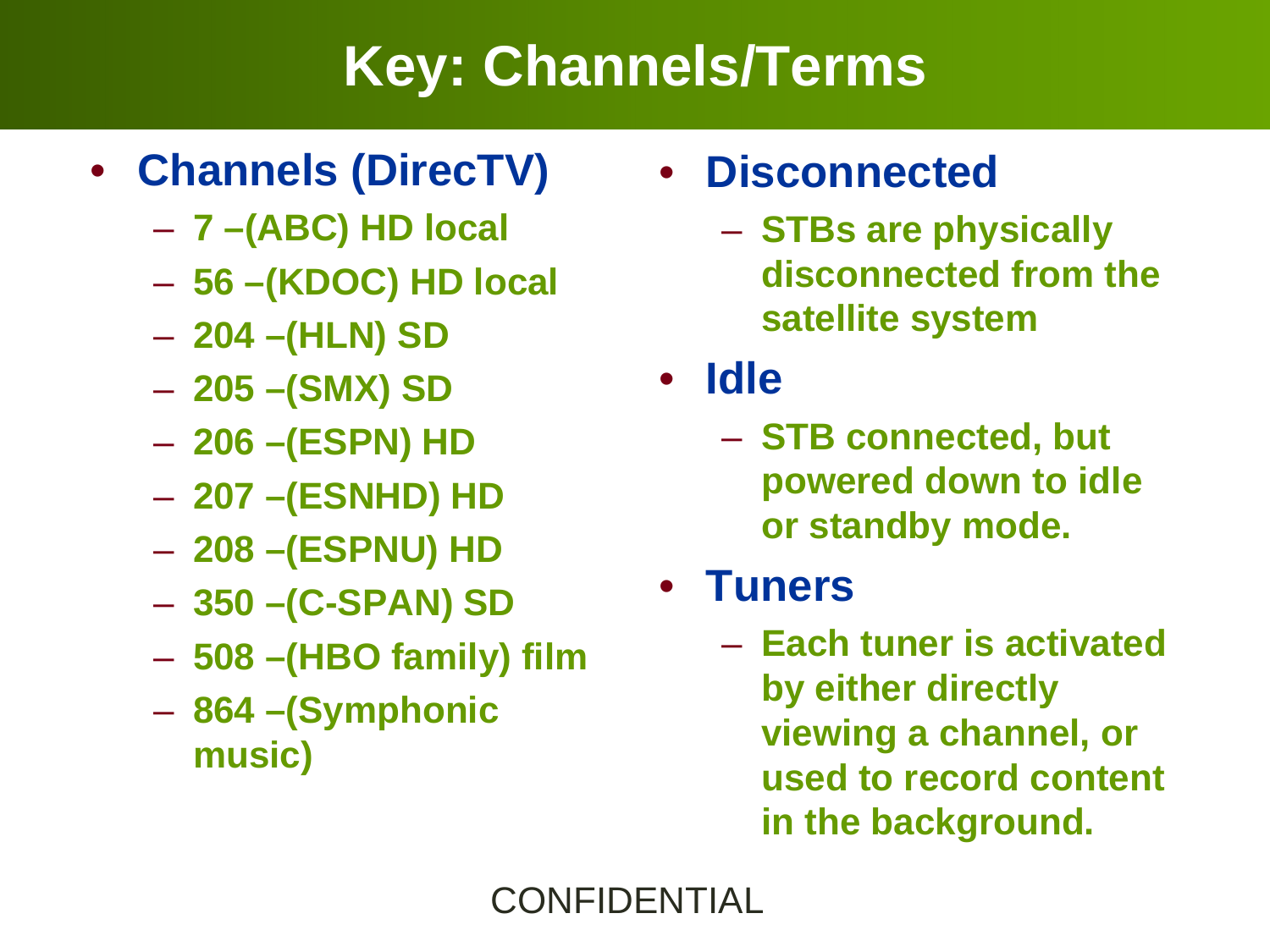# Key: Channels/Terms

- **Channels (DirecTV)**
  - 7 –(ABC) HD local
  - 56 –(KDOC) HD local
  - 204 –(HLN) SD
  - 205 –(SMX) SD
  - 206 –(ESPN) HD
  - 207 –(ESNHD) HD
  - 208 –(ESPNU) HD
  - 350 –(C-SPAN) SD
  - 508 –(HBO family) film
  - 864 –(Symphonic music)

- **Disconnected**
  - STBs are physically disconnected from the satellite system
- **Idle**
  - STB connected, but powered down to idle or standby mode.
- **Tuners**
  - Each tuner is activated by either directly viewing a channel, or used to record content in the background.

CONFIDENTIAL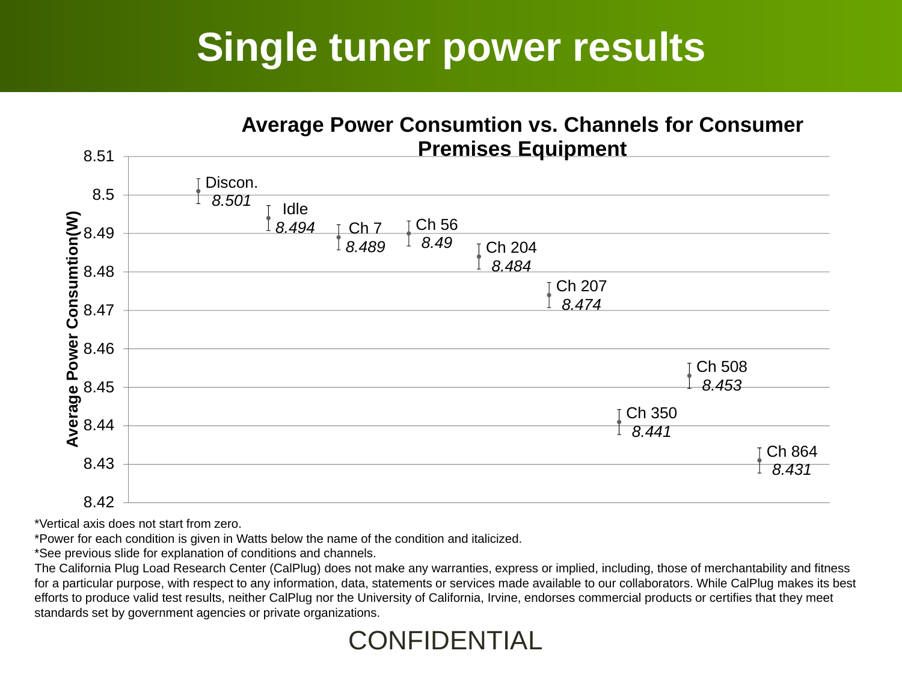# Single tuner power results

**Average Power Consumtion vs. Channels for Consumer Premises Equipment**

| Condition | Average Power Consumtion(W) |
|---|---|
| Discon. | *8.501* |
| Idle | *8.494* |
| Ch 7 | *8.489* |
| Ch 56 | *8.49* |
| Ch 204 | *8.484* |
| Ch 207 | *8.474* |
| Ch 350 | *8.441* |
| Ch 508 | *8.453* |
| Ch 864 | *8.431* |

*Vertical axis does not start from zero.

*Power for each condition is given in Watts below the name of the condition and italicized.

*See previous slide for explanation of conditions and channels.

The California Plug Load Research Center (CalPlug) does not make any warranties, express or implied, including, those of merchantability and fitness for a particular purpose, with respect to any information, data, statements or services made available to our collaborators. While CalPlug makes its best efforts to produce valid test results, neither CalPlug nor the University of California, Irvine, endorses commercial products or certifies that they meet standards set by government agencies or private organizations.

CONFIDENTIAL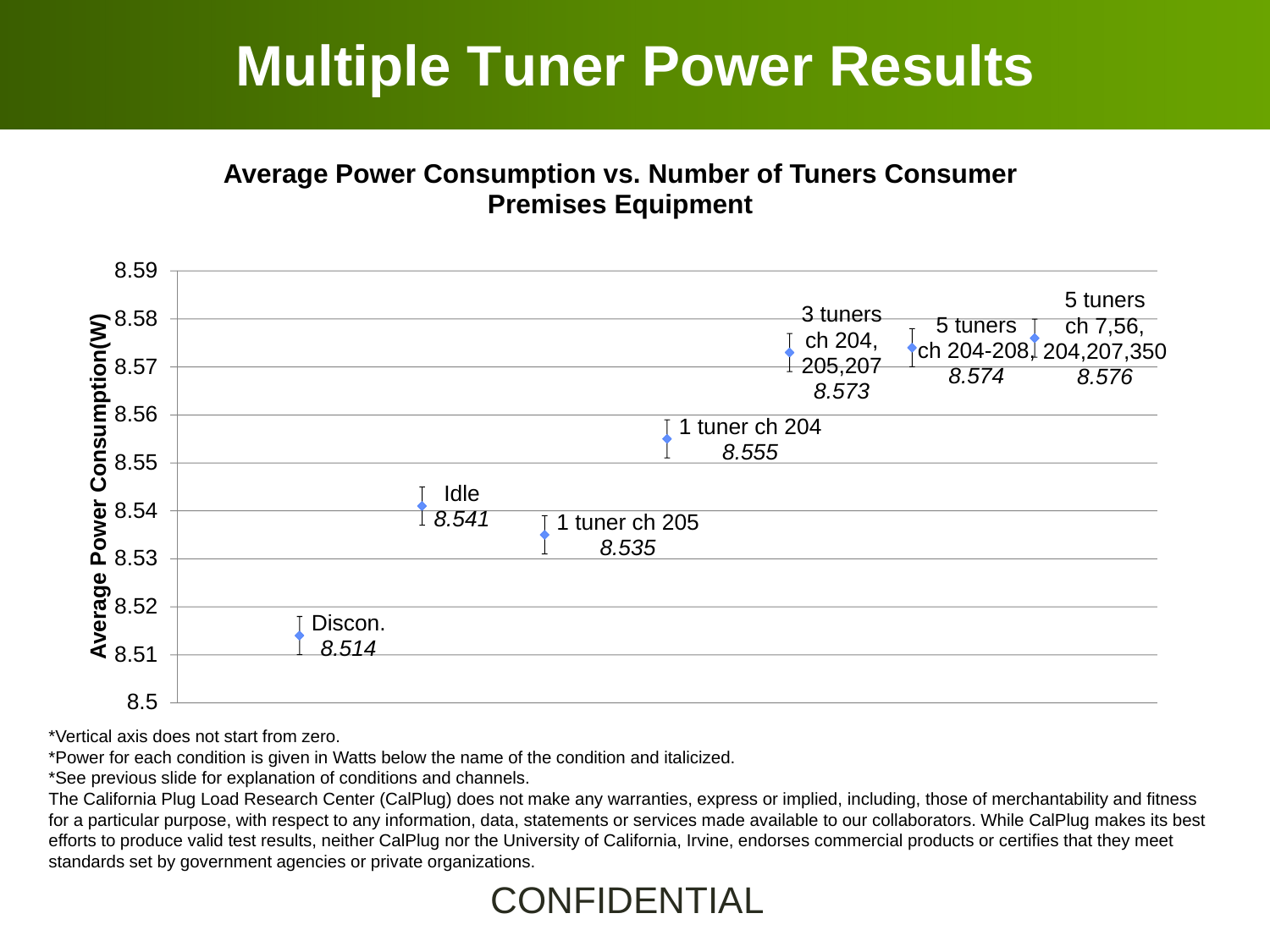# Multiple Tuner Power Results

**Average Power Consumption vs. Number of Tuners Consumer Premises Equipment**

| Condition | Average Power Consumption (W) |
|---|---|
| Discon. | *8.514* |
| Idle | *8.541* |
| 1 tuner ch 205 | *8.535* |
| 1 tuner ch 204 | *8.555* |
| 3 tuners ch 204, 205,207 | *8.573* |
| 5 tuners ch 204-208 | *8.574* |
| 5 tuners ch 7,56, 204,207,350 | *8.576* |

*Vertical axis does not start from zero.

*Power for each condition is given in Watts below the name of the condition and italicized.

*See previous slide for explanation of conditions and channels.

The California Plug Load Research Center (CalPlug) does not make any warranties, express or implied, including, those of merchantability and fitness for a particular purpose, with respect to any information, data, statements or services made available to our collaborators. While CalPlug makes its best efforts to produce valid test results, neither CalPlug nor the University of California, Irvine, endorses commercial products or certifies that they meet standards set by government agencies or private organizations.

CONFIDENTIAL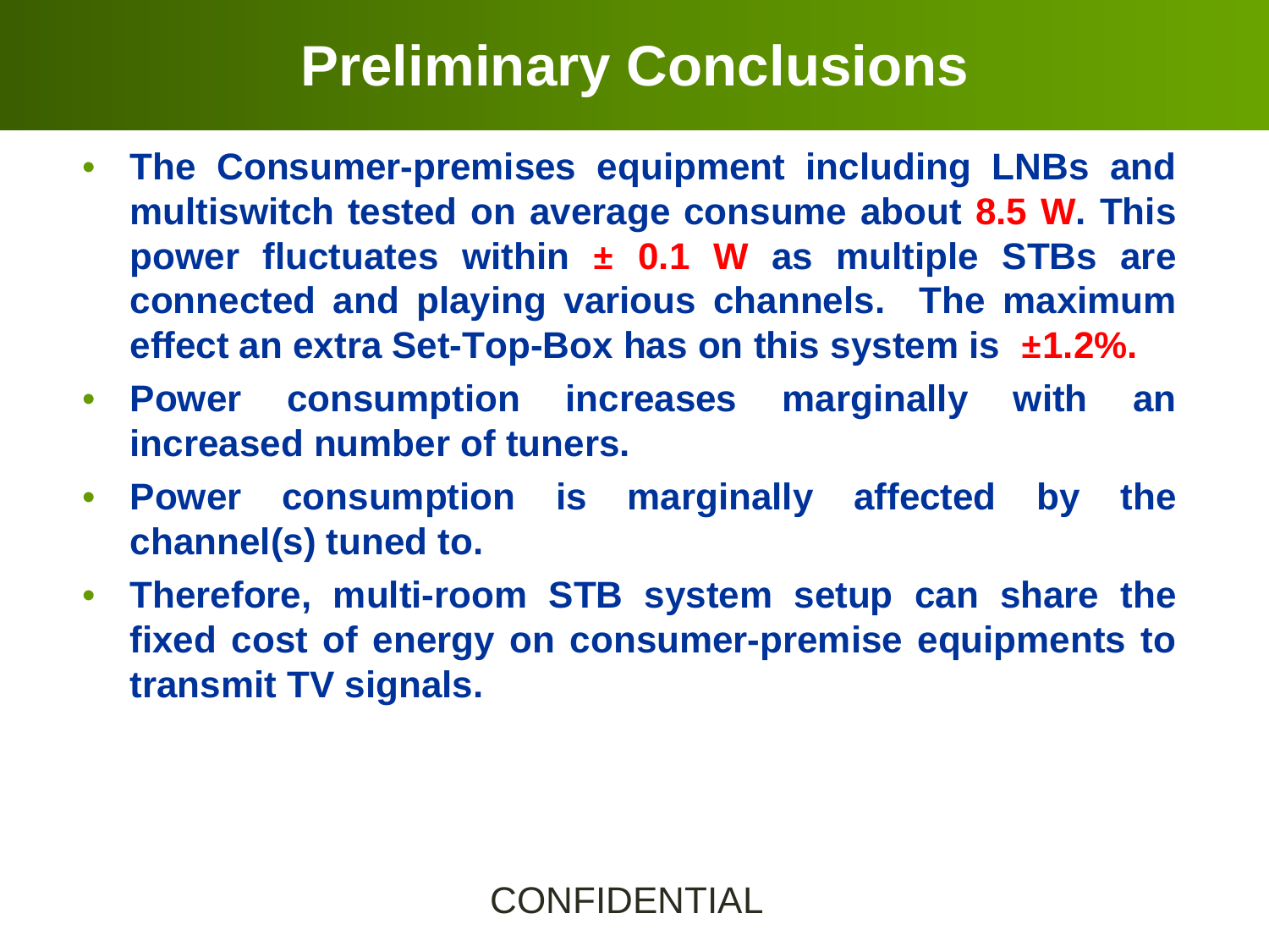# Preliminary Conclusions

- **The Consumer-premises equipment including LNBs and multiswitch tested on average consume about 8.5 W. This power fluctuates within ± 0.1 W as multiple STBs are connected and playing various channels. The maximum effect an extra Set-Top-Box has on this system is ±1.2%.**
- **Power consumption increases marginally with an increased number of tuners.**
- **Power consumption is marginally affected by the channel(s) tuned to.**
- **Therefore, multi-room STB system setup can share the fixed cost of energy on consumer-premise equipments to transmit TV signals.**

CONFIDENTIAL